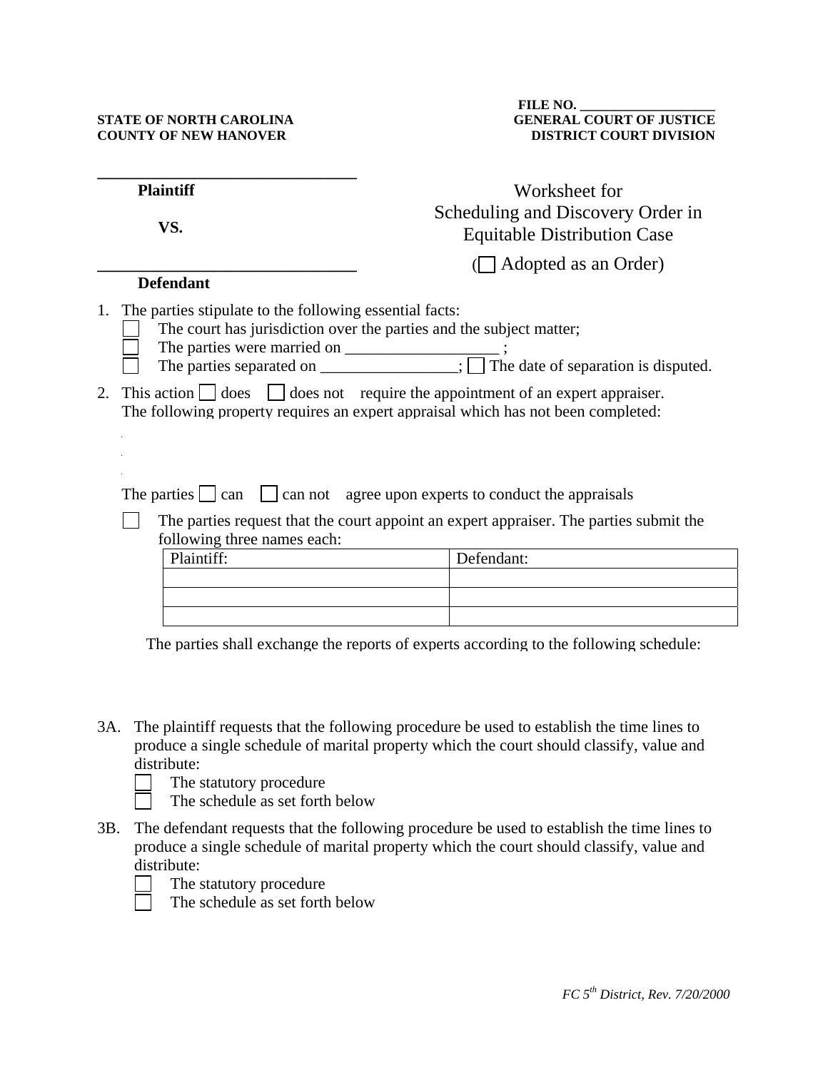**STATE OF NORTH CAROLINA**
**COUNTY OF NEW HANOVER**

**FILE NO. ___________________**
**GENERAL COURT OF JUSTICE**
**DISTRICT COURT DIVISION**

_______________________________
**Plaintiff**

**VS.**

_______________________________
**Defendant**

# Worksheet for Scheduling and Discovery Order in Equitable Distribution Case

(☐ Adopted as an Order)

1. The parties stipulate to the following essential facts:
   - ☐ The court has jurisdiction over the parties and the subject matter;
   - ☐ The parties were married on ___________________ ;
   - ☐ The parties separated on _________________; ☐ The date of separation is disputed.

2. This action ☐ does ☐ does not require the appointment of an expert appraiser.
   The following property requires an expert appraisal which has not been completed:

   The parties ☐ can ☐ can not agree upon experts to conduct the appraisals

   ☐ The parties request that the court appoint an expert appraiser. The parties submit the following three names each:

| Plaintiff: | Defendant: |
|---|---|
| | |
| | |
| | |

The parties shall exchange the reports of experts according to the following schedule:

3A. The plaintiff requests that the following procedure be used to establish the time lines to produce a single schedule of marital property which the court should classify, value and distribute:
   - ☐ The statutory procedure
   - ☐ The schedule as set forth below

3B. The defendant requests that the following procedure be used to establish the time lines to produce a single schedule of marital property which the court should classify, value and distribute:
   - ☐ The statutory procedure
   - ☐ The schedule as set forth below

*FC 5th District, Rev. 7/20/2000*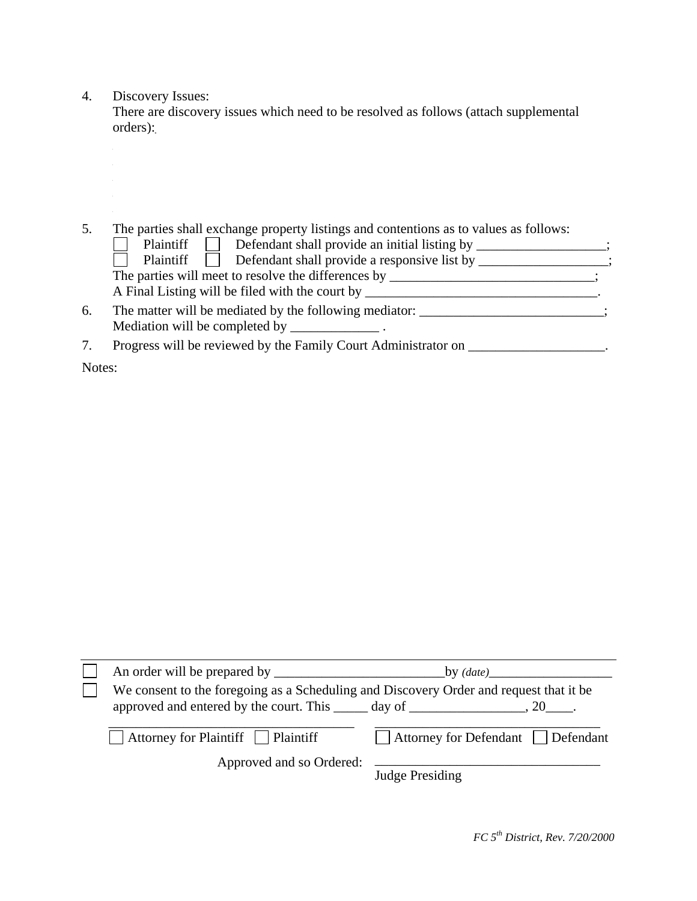4. Discovery Issues:
   There are discovery issues which need to be resolved as follows (attach supplemental orders):

5. The parties shall exchange property listings and contentions as to values as follows:
   ☐ Plaintiff ☐ Defendant shall provide an initial listing by ___________________;
   ☐ Plaintiff ☐ Defendant shall provide a responsive list by ___________________;
   The parties will meet to resolve the differences by ______________________________;
   A Final Listing will be filed with the court by __________________________________.

6. The matter will be mediated by the following mediator: ___________________________;
   Mediation will be completed by _____________ .

7. Progress will be reviewed by the Family Court Administrator on ____________________.

Notes:

☐ An order will be prepared by _________________________by *(date)*__________________

☐ We consent to the foregoing as a Scheduling and Discovery Order and request that it be approved and entered by the court. This _____ day of _________________, 20____.

| | |
|---|---|
| ________________________________ | ________________________________ |
| ☐ Attorney for Plaintiff ☐ Plaintiff | ☐ Attorney for Defendant ☐ Defendant |

Approved and so Ordered: ________________________________
Judge Presiding

*FC 5th District, Rev. 7/20/2000*